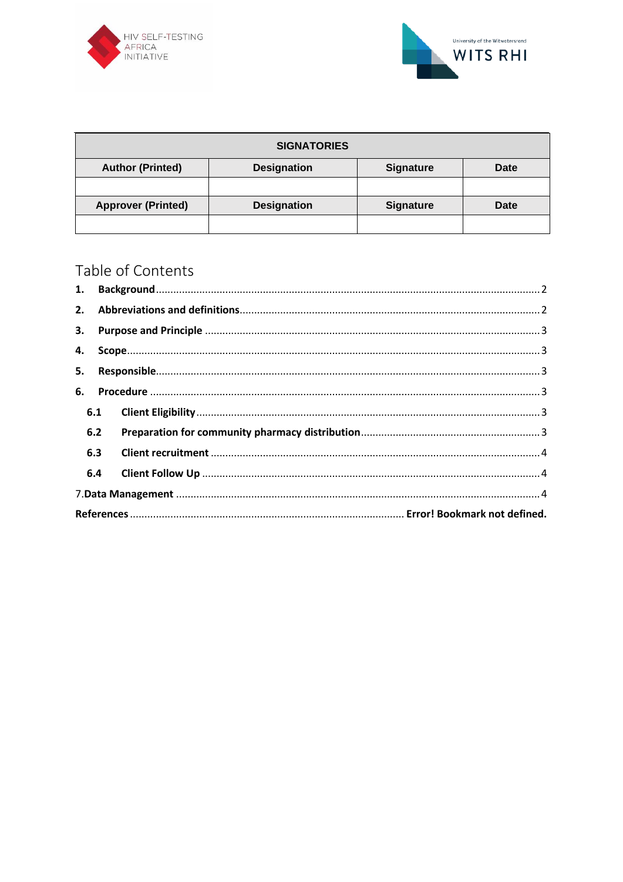HIV SELF-TESTING AFRICA INITIATIVE

University of the Witwatersrand WITS RHI

| SIGNATORIES | | | |
|---|---|---|---|
| **Author (Printed)** | **Designation** | **Signature** | **Date** |
| | | | |
| **Approver (Printed)** | **Designation** | **Signature** | **Date** |
| | | | |

# Table of Contents

1. **Background** ..... 2
2. **Abbreviations and definitions** ..... 2
3. **Purpose and Principle** ..... 3
4. **Scope** ..... 3
5. **Responsible** ..... 3
6. **Procedure** ..... 3
   - 6.1 **Client Eligibility** ..... 3
   - 6.2 **Preparation for community pharmacy distribution** ..... 3
   - 6.3 **Client recruitment** ..... 4
   - 6.4 **Client Follow Up** ..... 4

7.**Data Management** ..... 4

**References** ..... **Error! Bookmark not defined.**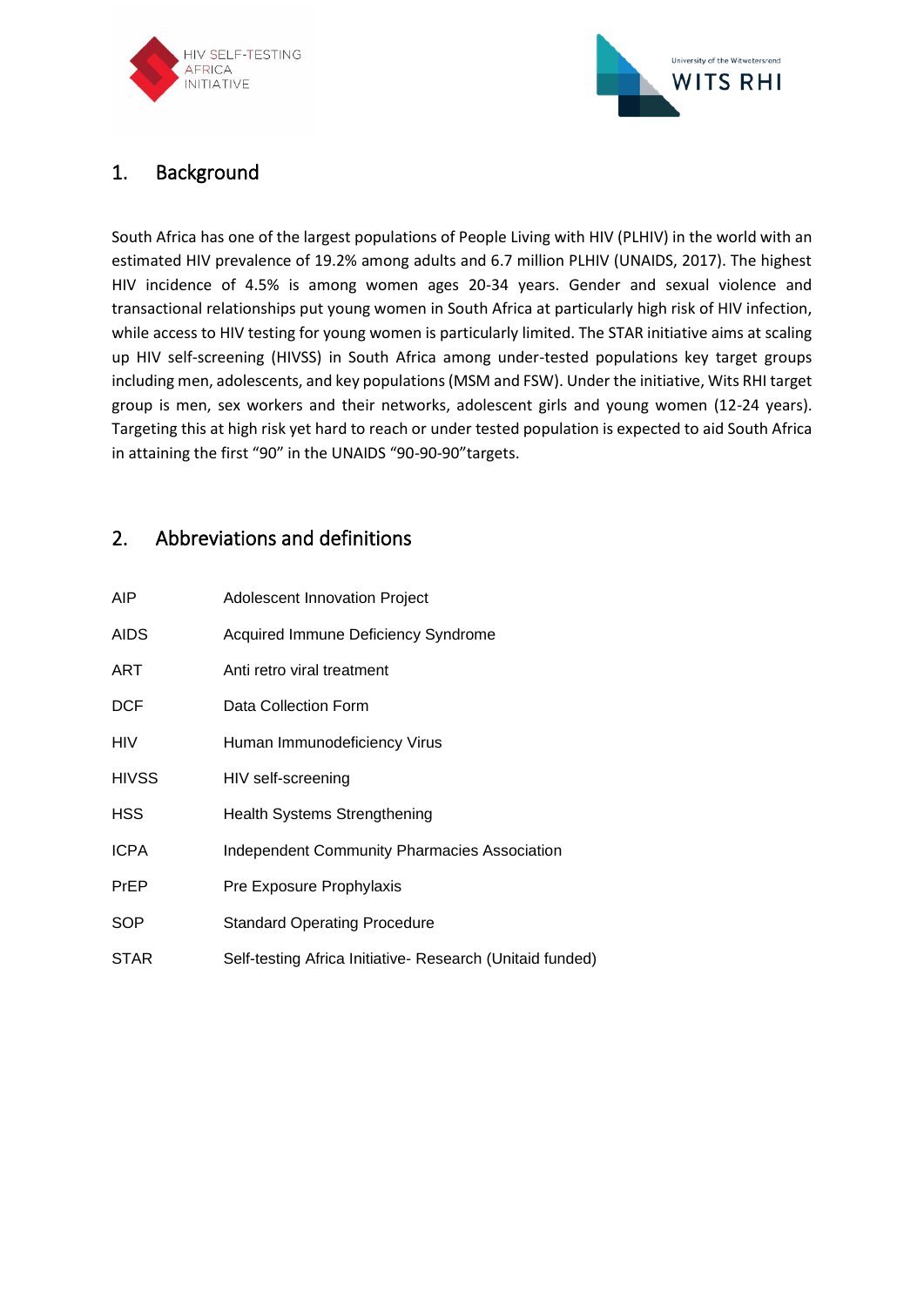## 1. Background

South Africa has one of the largest populations of People Living with HIV (PLHIV) in the world with an estimated HIV prevalence of 19.2% among adults and 6.7 million PLHIV (UNAIDS, 2017). The highest HIV incidence of 4.5% is among women ages 20-34 years. Gender and sexual violence and transactional relationships put young women in South Africa at particularly high risk of HIV infection, while access to HIV testing for young women is particularly limited. The STAR initiative aims at scaling up HIV self-screening (HIVSS) in South Africa among under-tested populations key target groups including men, adolescents, and key populations (MSM and FSW). Under the initiative, Wits RHI target group is men, sex workers and their networks, adolescent girls and young women (12-24 years). Targeting this at high risk yet hard to reach or under tested population is expected to aid South Africa in attaining the first "90" in the UNAIDS "90-90-90"targets.

## 2. Abbreviations and definitions

| | |
|---|---|
| AIP | Adolescent Innovation Project |
| AIDS | Acquired Immune Deficiency Syndrome |
| ART | Anti retro viral treatment |
| DCF | Data Collection Form |
| HIV | Human Immunodeficiency Virus |
| HIVSS | HIV self-screening |
| HSS | Health Systems Strengthening |
| ICPA | Independent Community Pharmacies Association |
| PrEP | Pre Exposure Prophylaxis |
| SOP | Standard Operating Procedure |
| STAR | Self-testing Africa Initiative- Research (Unitaid funded) |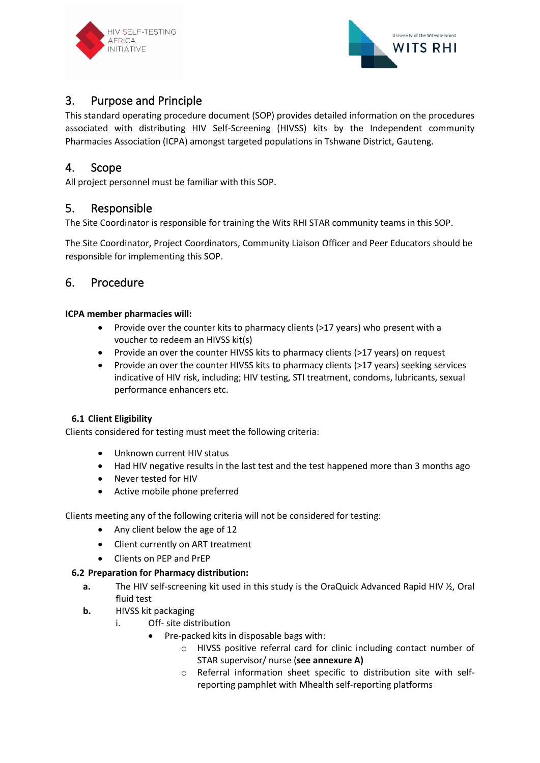## 3. Purpose and Principle

This standard operating procedure document (SOP) provides detailed information on the procedures associated with distributing HIV Self-Screening (HIVSS) kits by the Independent community Pharmacies Association (ICPA) amongst targeted populations in Tshwane District, Gauteng.

## 4. Scope

All project personnel must be familiar with this SOP.

## 5. Responsible

The Site Coordinator is responsible for training the Wits RHI STAR community teams in this SOP.

The Site Coordinator, Project Coordinators, Community Liaison Officer and Peer Educators should be responsible for implementing this SOP.

## 6. Procedure

**ICPA member pharmacies will:**

- Provide over the counter kits to pharmacy clients (>17 years) who present with a voucher to redeem an HIVSS kit(s)
- Provide an over the counter HIVSS kits to pharmacy clients (>17 years) on request
- Provide an over the counter HIVSS kits to pharmacy clients (>17 years) seeking services indicative of HIV risk, including; HIV testing, STI treatment, condoms, lubricants, sexual performance enhancers etc.

### 6.1 Client Eligibility

Clients considered for testing must meet the following criteria:

- Unknown current HIV status
- Had HIV negative results in the last test and the test happened more than 3 months ago
- Never tested for HIV
- Active mobile phone preferred

Clients meeting any of the following criteria will not be considered for testing:

- Any client below the age of 12
- Client currently on ART treatment
- Clients on PEP and PrEP

### 6.2 Preparation for Pharmacy distribution:

**a.** The HIV self-screening kit used in this study is the OraQuick Advanced Rapid HIV ½, Oral fluid test

**b.** HIVSS kit packaging

i. Off- site distribution

- Pre-packed kits in disposable bags with:
  - HIVSS positive referral card for clinic including contact number of STAR supervisor/ nurse (**see annexure A)**
  - Referral information sheet specific to distribution site with self-reporting pamphlet with Mhealth self-reporting platforms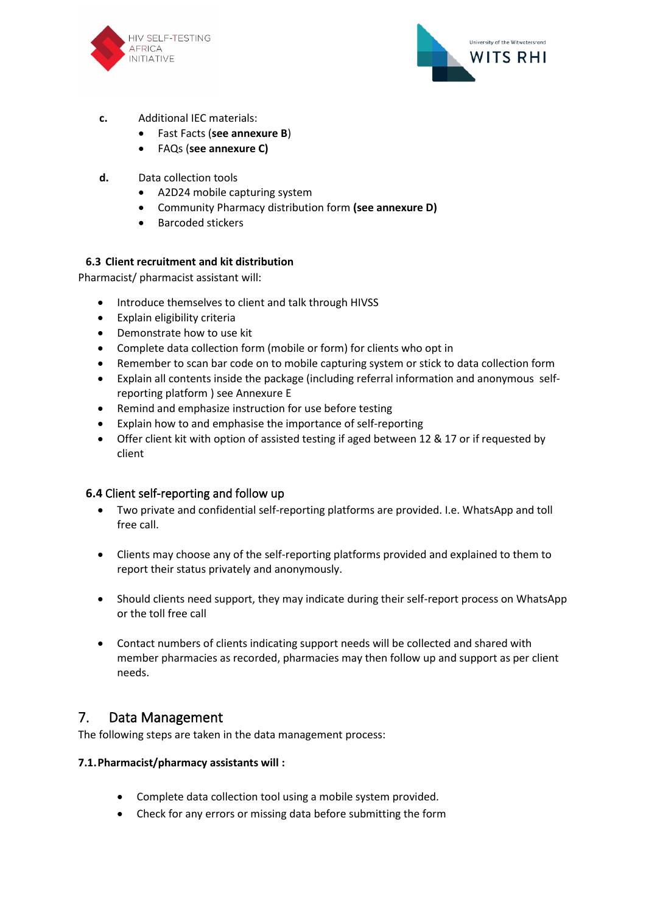**c.** Additional IEC materials:

- Fast Facts (**see annexure B**)
- FAQs (**see annexure C)**

**d.** Data collection tools

- A2D24 mobile capturing system
- Community Pharmacy distribution form **(see annexure D)**
- Barcoded stickers

### 6.3 Client recruitment and kit distribution

Pharmacist/ pharmacist assistant will:

- Introduce themselves to client and talk through HIVSS
- Explain eligibility criteria
- Demonstrate how to use kit
- Complete data collection form (mobile or form) for clients who opt in
- Remember to scan bar code on to mobile capturing system or stick to data collection form
- Explain all contents inside the package (including referral information and anonymous self-reporting platform ) see Annexure E
- Remind and emphasize instruction for use before testing
- Explain how to and emphasise the importance of self-reporting
- Offer client kit with option of assisted testing if aged between 12 & 17 or if requested by client

### 6.4 Client self-reporting and follow up

- Two private and confidential self-reporting platforms are provided. I.e. WhatsApp and toll free call.
- Clients may choose any of the self-reporting platforms provided and explained to them to report their status privately and anonymously.
- Should clients need support, they may indicate during their self-report process on WhatsApp or the toll free call
- Contact numbers of clients indicating support needs will be collected and shared with member pharmacies as recorded, pharmacies may then follow up and support as per client needs.

## 7. Data Management

The following steps are taken in the data management process:

**7.1. Pharmacist/pharmacy assistants will :**

- Complete data collection tool using a mobile system provided.
- Check for any errors or missing data before submitting the form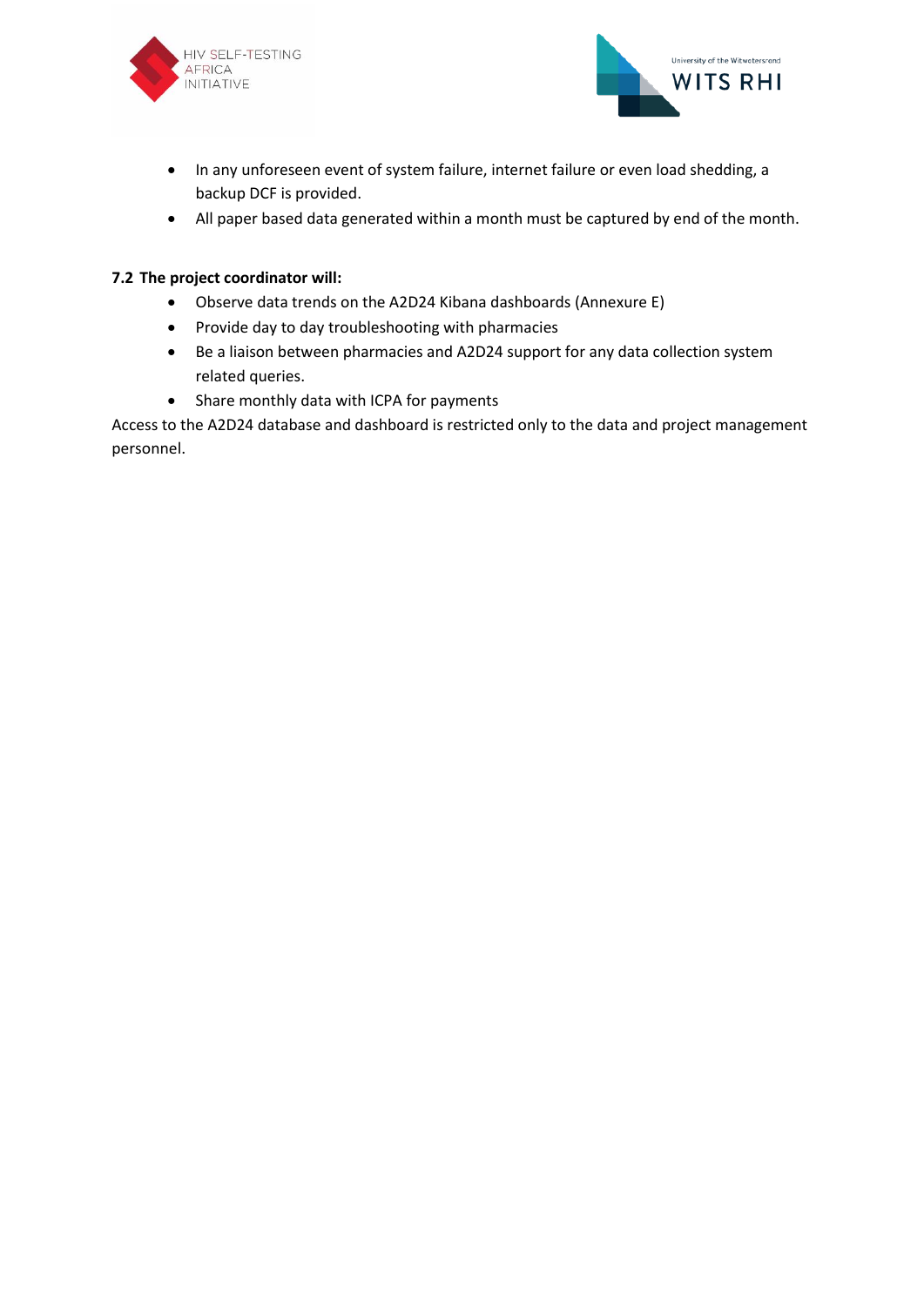- In any unforeseen event of system failure, internet failure or even load shedding, a backup DCF is provided.
- All paper based data generated within a month must be captured by end of the month.

### 7.2 The project coordinator will:

- Observe data trends on the A2D24 Kibana dashboards (Annexure E)
- Provide day to day troubleshooting with pharmacies
- Be a liaison between pharmacies and A2D24 support for any data collection system related queries.
- Share monthly data with ICPA for payments

Access to the A2D24 database and dashboard is restricted only to the data and project management personnel.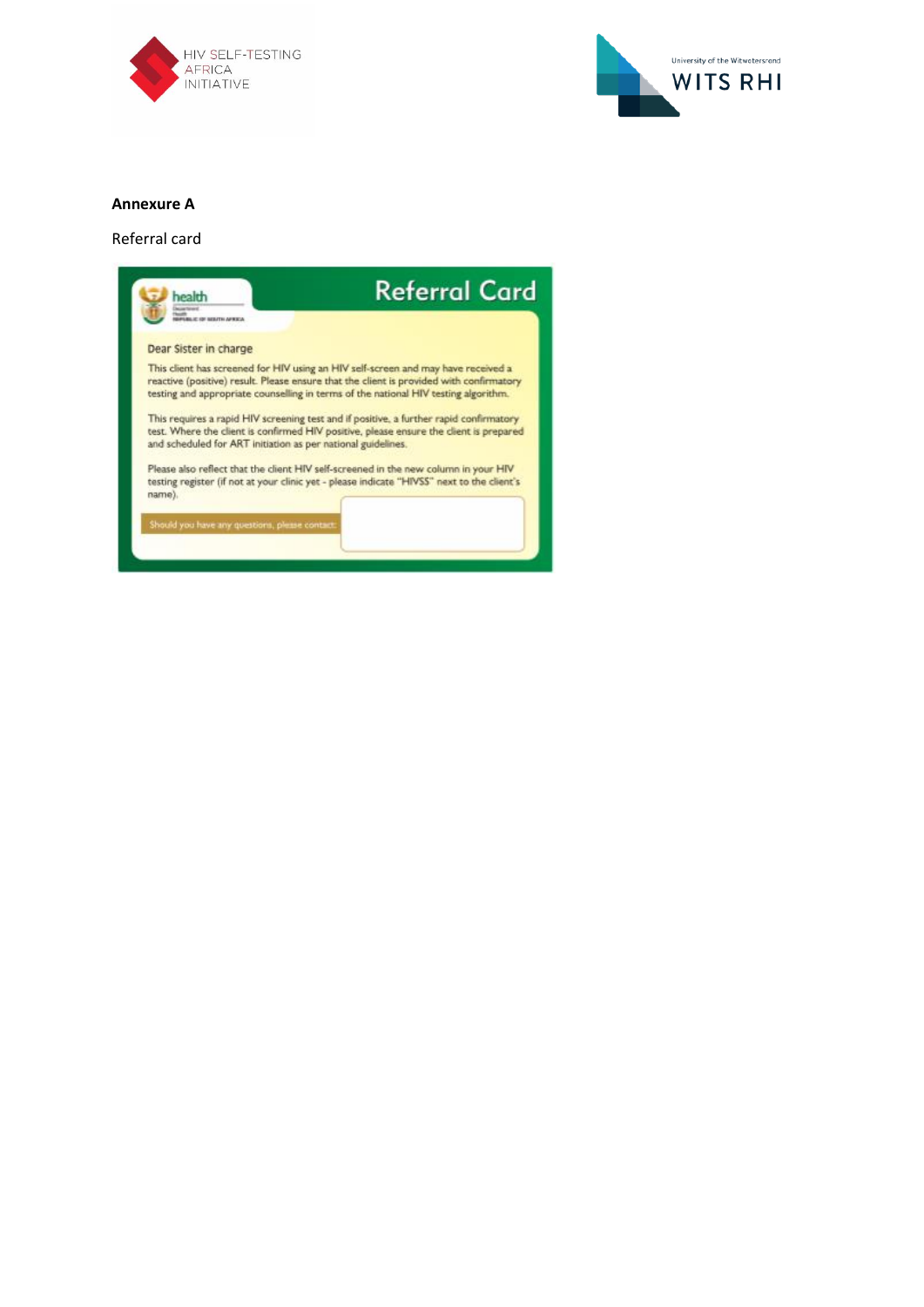**Annexure A**

Referral card

## Referral Card

health
Department: Health
REPUBLIC OF SOUTH AFRICA

Dear Sister in charge

This client has screened for HIV using an HIV self-screen and may have received a reactive (positive) result. Please ensure that the client is provided with confirmatory testing and appropriate counselling in terms of the national HIV testing algorithm.

This requires a rapid HIV screening test and if positive, a further rapid confirmatory test. Where the client is confirmed HIV positive, please ensure the client is prepared and scheduled for ART initiation as per national guidelines.

Please also reflect that the client HIV self-screened in the new column in your HIV testing register (if not at your clinic yet - please indicate "HIVSS" next to the client's name).

Should you have any questions, please contact: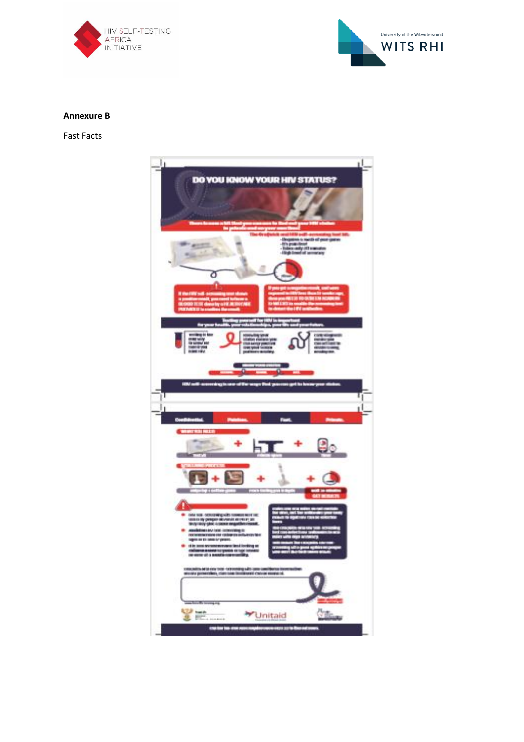**Annexure B**

Fast Facts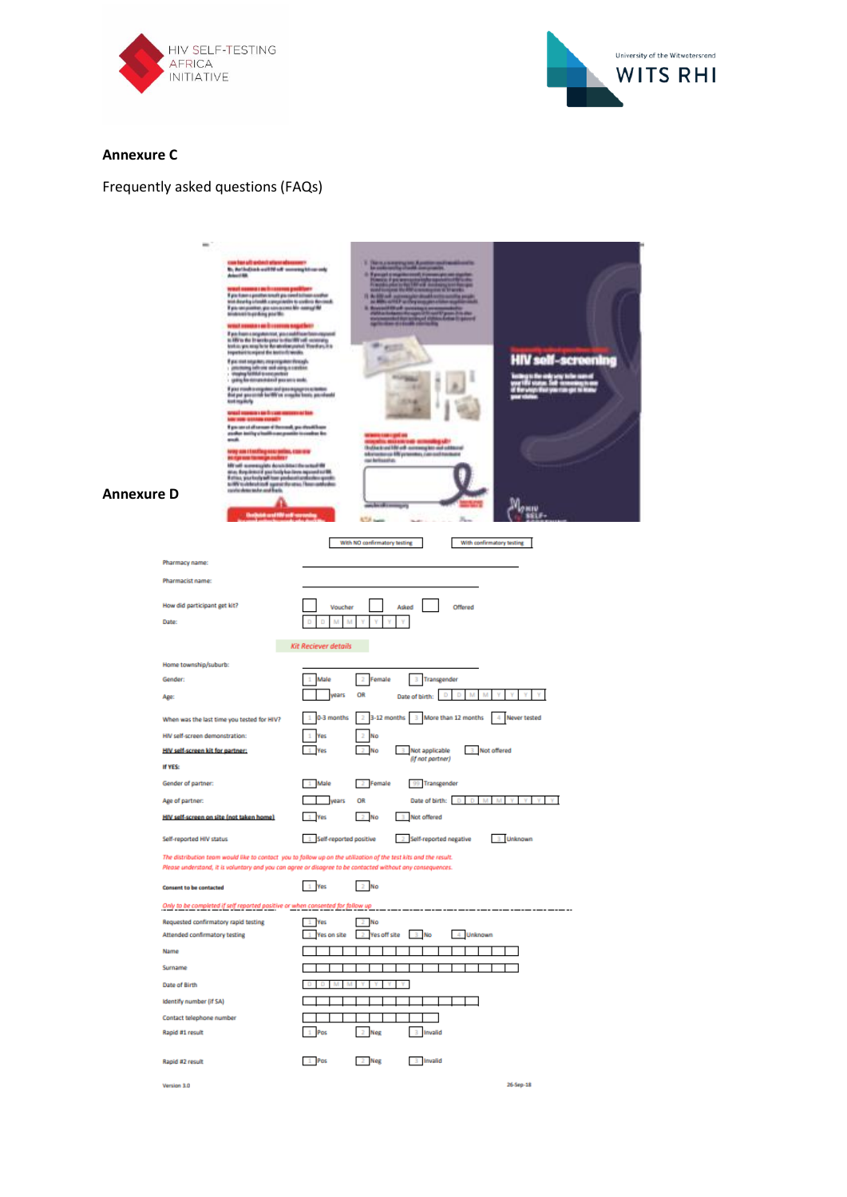## Annexure C

Frequently asked questions (FAQs)

## Annexure D

With NO confirmatory testing | With confirmatory testing

Pharmacy name:

Pharmacist name:

How did participant get kit? Voucher Asked Offered

Date: D D M M Y Y Y Y

*Kit Reciever details*

Home township/suburb:

Gender: 1 Male 2 Female 3 Transgender

Age: years OR Date of birth: D D M M Y Y Y Y

When was the last time you tested for HIV? 1 0-3 months 2 3-12 months 3 More than 12 months 4 Never tested

HIV self-screen demonstration: 1 Yes 2 No

HIV self-screen kit for partner: 1 Yes 2 No 3 Not applicable *(if not partner)* 4 Not offered

If YES:

Gender of partner: 1 Male 2 Female 3 Transgender

Age of partner: years OR Date of birth: D D M M Y Y Y Y

HIV self-screen on site (not taken home) 1 Yes 2 No 3 Not offered

Self-reported HIV status 1 Self-reported positive 2 Self-reported negative 3 Unknown

*The distribution team would like to contact you to follow up on the utilization of the test kits and the result. Please understand, it is voluntary and you can agree or disagree to be contacted without any consequences.*

Consent to be contacted 1 Yes 2 No

*Only to be completed if self reported positive or when consented for follow up*

Requested confirmatory rapid testing 1 Yes 2 No

Attended confirmatory testing 1 Yes on site 2 Yes off site 3 No 4 Unknown

Name

Surname

Date of Birth D D M M Y Y Y Y

Identity number (if SA)

Contact telephone number

Rapid #1 result 1 Pos 2 Neg 3 Invalid

Rapid #2 result 1 Pos 2 Neg 3 Invalid

Version 3.0 26-Sep-18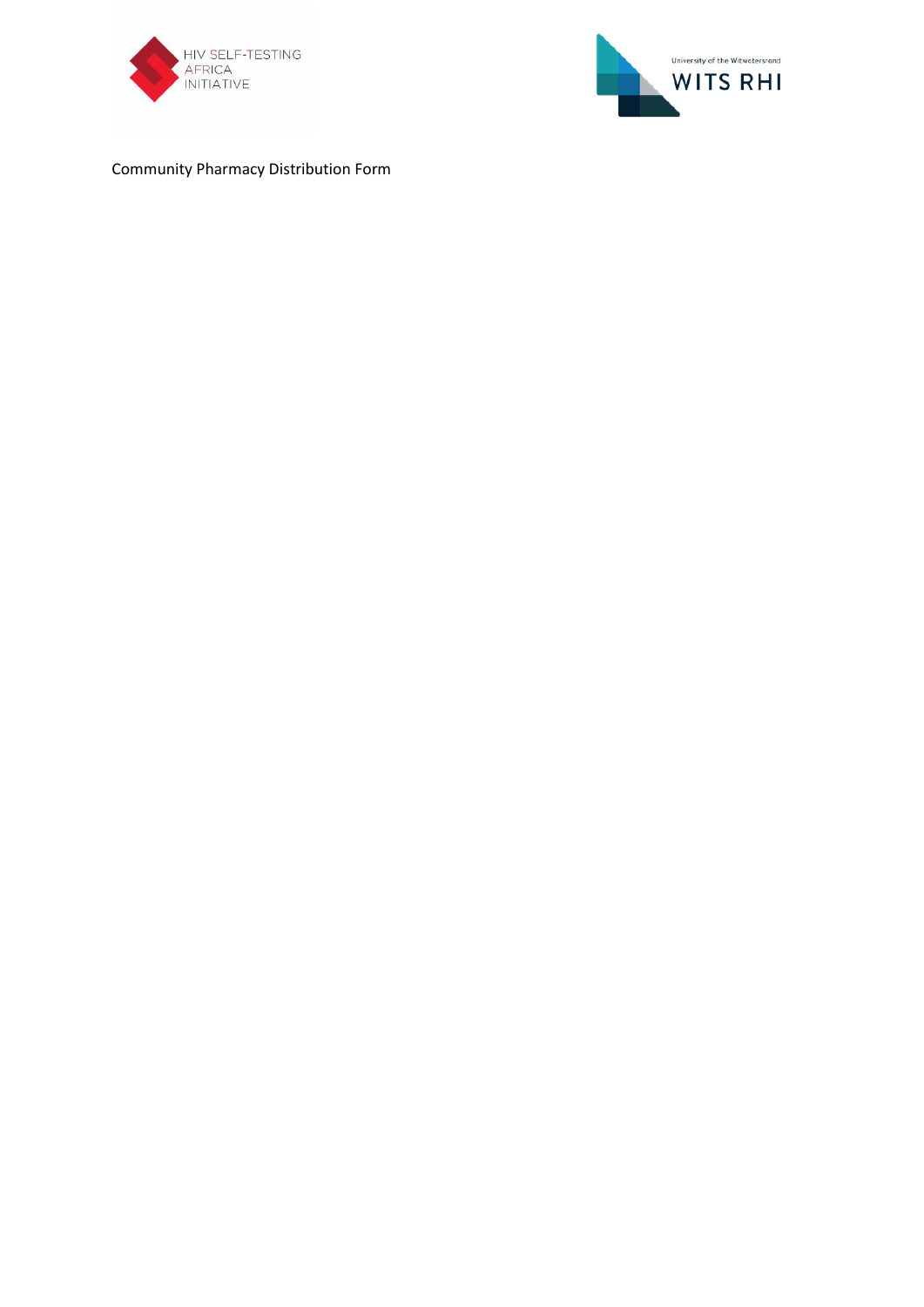Community Pharmacy Distribution Form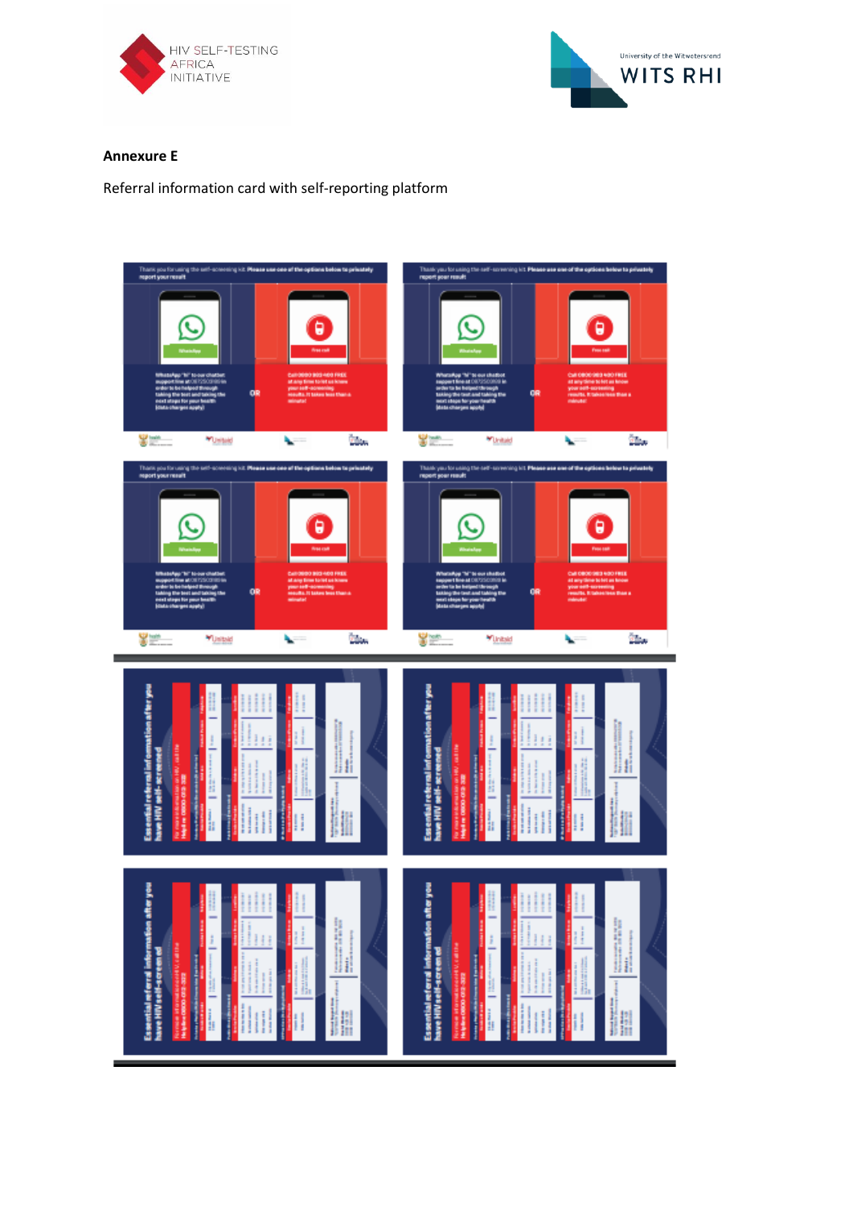**Annexure E**

Referral information card with self-reporting platform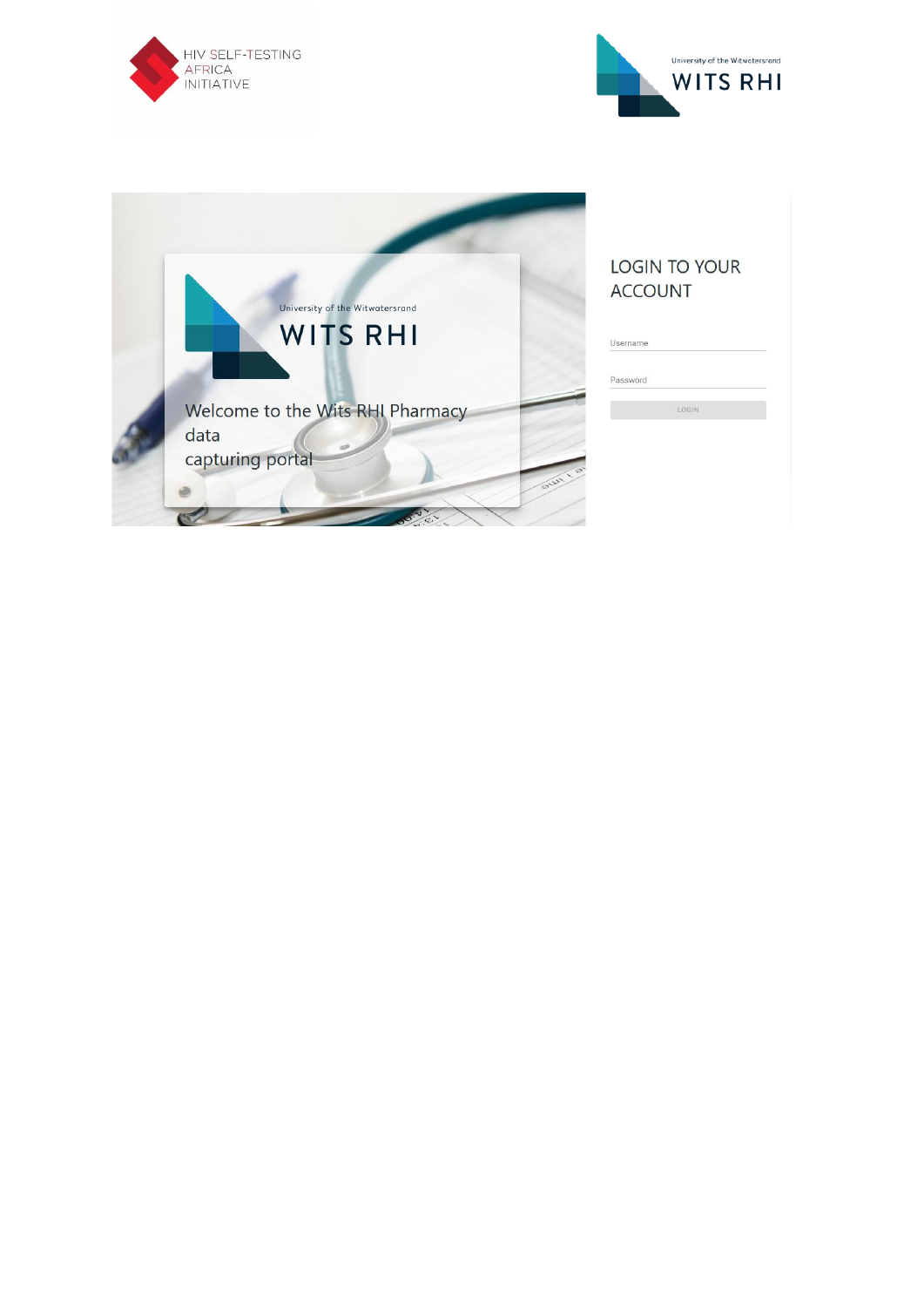HIV SELF-TESTING AFRICA INITIATIVE

University of the Witwatersrand WITS RHI

University of the Witwatersrand WITS RHI

Welcome to the Wits RHI Pharmacy data capturing portal

LOGIN TO YOUR ACCOUNT

Username

Password

LOGIN